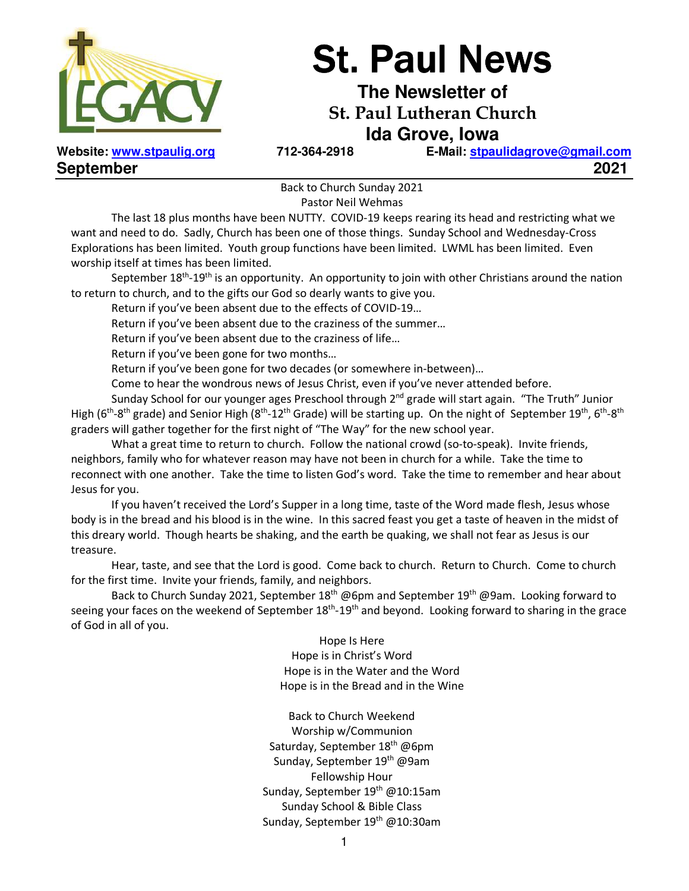# St. Paul News

## The Newsletter of St. Paul Lutheran Church Ida Grove, Iowa

**Website: www.stpaulig.org** **712-364-2918** **E-Mail: stpaulidagrove@gmail.com**

**September** **2021**

Back to Church Sunday 2021
Pastor Neil Wehmas

The last 18 plus months have been NUTTY. COVID-19 keeps rearing its head and restricting what we want and need to do. Sadly, Church has been one of those things. Sunday School and Wednesday-Cross Explorations has been limited. Youth group functions have been limited. LWML has been limited. Even worship itself at times has been limited.

September 18th-19th is an opportunity. An opportunity to join with other Christians around the nation to return to church, and to the gifts our God so dearly wants to give you.

Return if you've been absent due to the effects of COVID-19…

Return if you've been absent due to the craziness of the summer…

Return if you've been absent due to the craziness of life…

Return if you've been gone for two months…

Return if you've been gone for two decades (or somewhere in-between)…

Come to hear the wondrous news of Jesus Christ, even if you've never attended before.

Sunday School for our younger ages Preschool through 2nd grade will start again. "The Truth" Junior High (6th-8th grade) and Senior High (8th-12th Grade) will be starting up. On the night of September 19th, 6th-8th graders will gather together for the first night of "The Way" for the new school year.

What a great time to return to church. Follow the national crowd (so-to-speak). Invite friends, neighbors, family who for whatever reason may have not been in church for a while. Take the time to reconnect with one another. Take the time to listen God's word. Take the time to remember and hear about Jesus for you.

If you haven't received the Lord's Supper in a long time, taste of the Word made flesh, Jesus whose body is in the bread and his blood is in the wine. In this sacred feast you get a taste of heaven in the midst of this dreary world. Though hearts be shaking, and the earth be quaking, we shall not fear as Jesus is our treasure.

Hear, taste, and see that the Lord is good. Come back to church. Return to Church. Come to church for the first time. Invite your friends, family, and neighbors.

Back to Church Sunday 2021, September 18th @6pm and September 19th @9am. Looking forward to seeing your faces on the weekend of September 18th-19th and beyond. Looking forward to sharing in the grace of God in all of you.

Hope Is Here
Hope is in Christ's Word
Hope is in the Water and the Word
Hope is in the Bread and in the Wine

Back to Church Weekend
Worship w/Communion
Saturday, September 18th @6pm
Sunday, September 19th @9am
Fellowship Hour
Sunday, September 19th @10:15am
Sunday School & Bible Class
Sunday, September 19th @10:30am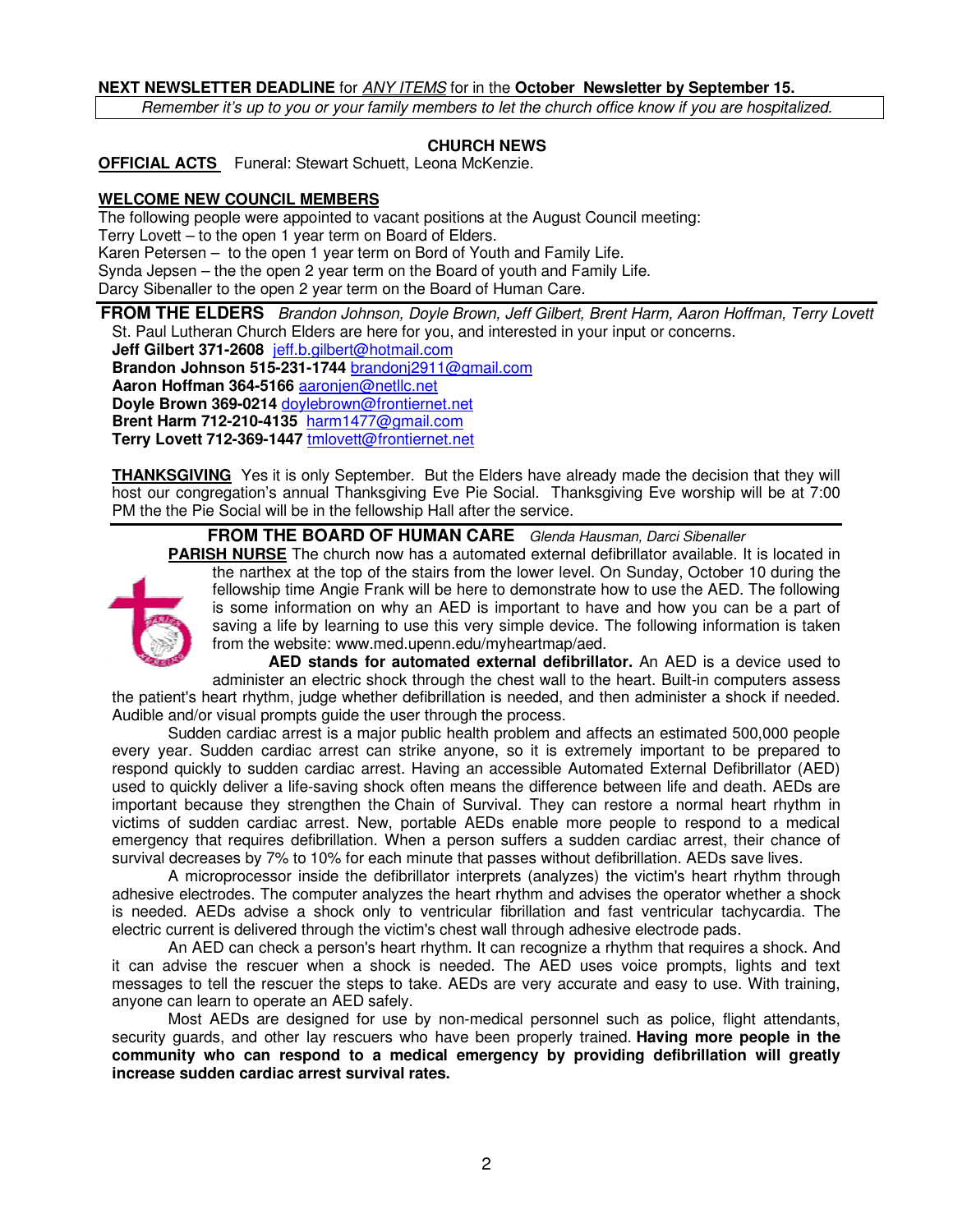**NEXT NEWSLETTER DEADLINE** for *ANY ITEMS* for in the **October Newsletter by September 15.**

*Remember it's up to you or your family members to let the church office know if you are hospitalized.*

## CHURCH NEWS

**OFFICIAL ACTS** Funeral: Stewart Schuett, Leona McKenzie.

**WELCOME NEW COUNCIL MEMBERS**

The following people were appointed to vacant positions at the August Council meeting:
Terry Lovett – to the open 1 year term on Board of Elders.
Karen Petersen – to the open 1 year term on Bord of Youth and Family Life.
Synda Jepsen – the the open 2 year term on the Board of youth and Family Life.
Darcy Sibenaller to the open 2 year term on the Board of Human Care.

## FROM THE ELDERS *Brandon Johnson, Doyle Brown, Jeff Gilbert, Brent Harm, Aaron Hoffman, Terry Lovett*

St. Paul Lutheran Church Elders are here for you, and interested in your input or concerns.
**Jeff Gilbert 371-2608** jeff.b.gilbert@hotmail.com
**Brandon Johnson 515-231-1744** brandonj2911@gmail.com
**Aaron Hoffman 364-5166** aaronjen@netllc.net
**Doyle Brown 369-0214** doylebrown@frontiernet.net
**Brent Harm 712-210-4135** harm1477@gmail.com
**Terry Lovett 712-369-1447** tmlovett@frontiernet.net

**THANKSGIVING** Yes it is only September. But the Elders have already made the decision that they will host our congregation's annual Thanksgiving Eve Pie Social. Thanksgiving Eve worship will be at 7:00 PM the the Pie Social will be in the fellowship Hall after the service.

## FROM THE BOARD OF HUMAN CARE *Glenda Hausman, Darci Sibenaller*

**PARISH NURSE** The church now has a automated external defibrillator available. It is located in the narthex at the top of the stairs from the lower level. On Sunday, October 10 during the fellowship time Angie Frank will be here to demonstrate how to use the AED. The following is some information on why an AED is important to have and how you can be a part of saving a life by learning to use this very simple device. The following information is taken from the website: www.med.upenn.edu/myheartmap/aed.

**AED stands for automated external defibrillator.** An AED is a device used to administer an electric shock through the chest wall to the heart. Built-in computers assess the patient's heart rhythm, judge whether defibrillation is needed, and then administer a shock if needed. Audible and/or visual prompts guide the user through the process.

Sudden cardiac arrest is a major public health problem and affects an estimated 500,000 people every year. Sudden cardiac arrest can strike anyone, so it is extremely important to be prepared to respond quickly to sudden cardiac arrest. Having an accessible Automated External Defibrillator (AED) used to quickly deliver a life-saving shock often means the difference between life and death. AEDs are important because they strengthen the Chain of Survival. They can restore a normal heart rhythm in victims of sudden cardiac arrest. New, portable AEDs enable more people to respond to a medical emergency that requires defibrillation. When a person suffers a sudden cardiac arrest, their chance of survival decreases by 7% to 10% for each minute that passes without defibrillation. AEDs save lives.

A microprocessor inside the defibrillator interprets (analyzes) the victim's heart rhythm through adhesive electrodes. The computer analyzes the heart rhythm and advises the operator whether a shock is needed. AEDs advise a shock only to ventricular fibrillation and fast ventricular tachycardia. The electric current is delivered through the victim's chest wall through adhesive electrode pads.

An AED can check a person's heart rhythm. It can recognize a rhythm that requires a shock. And it can advise the rescuer when a shock is needed. The AED uses voice prompts, lights and text messages to tell the rescuer the steps to take. AEDs are very accurate and easy to use. With training, anyone can learn to operate an AED safely.

Most AEDs are designed for use by non-medical personnel such as police, flight attendants, security guards, and other lay rescuers who have been properly trained. **Having more people in the community who can respond to a medical emergency by providing defibrillation will greatly increase sudden cardiac arrest survival rates.**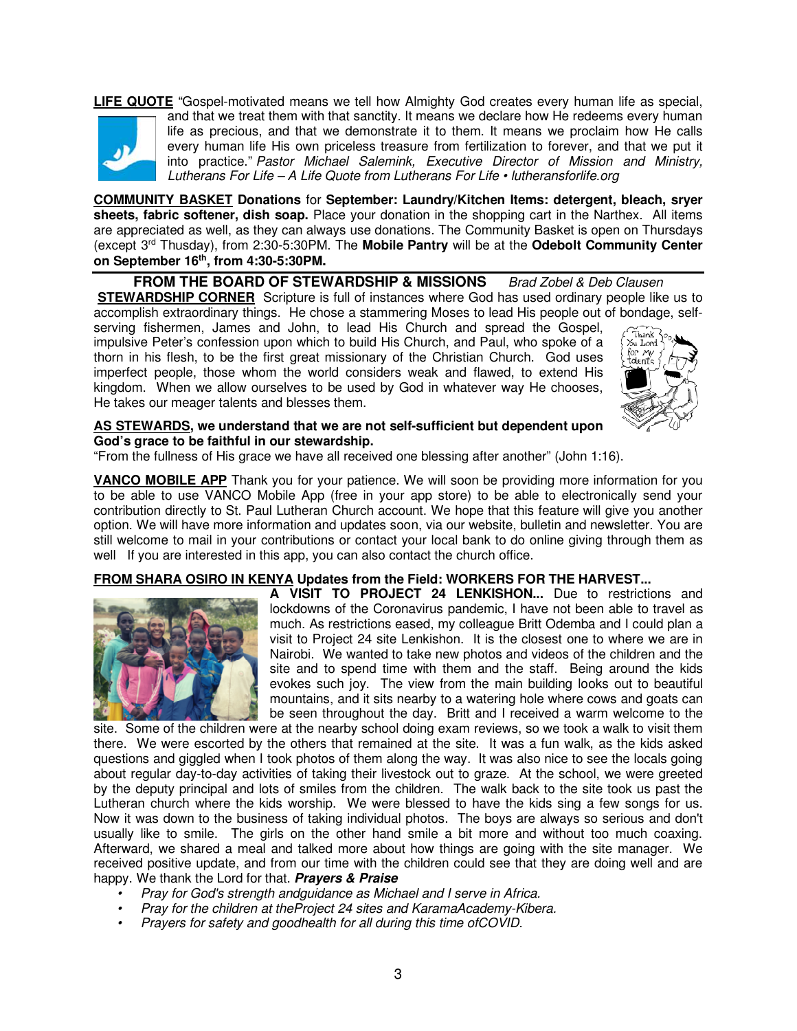**LIFE QUOTE** "Gospel-motivated means we tell how Almighty God creates every human life as special, and that we treat them with that sanctity. It means we declare how He redeems every human life as precious, and that we demonstrate it to them. It means we proclaim how He calls every human life His own priceless treasure from fertilization to forever, and that we put it into practice." *Pastor Michael Salemink, Executive Director of Mission and Ministry, Lutherans For Life – A Life Quote from Lutherans For Life • lutheransforlife.org*

**COMMUNITY BASKET Donations** for **September: Laundry/Kitchen Items: detergent, bleach, sryer sheets, fabric softener, dish soap.** Place your donation in the shopping cart in the Narthex. All items are appreciated as well, as they can always use donations. The Community Basket is open on Thursdays (except 3rd Thusday), from 2:30-5:30PM. The **Mobile Pantry** will be at the **Odebolt Community Center on September 16th, from 4:30-5:30PM.**

## FROM THE BOARD OF STEWARDSHIP & MISSIONS *Brad Zobel & Deb Clausen*

**STEWARDSHIP CORNER** Scripture is full of instances where God has used ordinary people like us to accomplish extraordinary things. He chose a stammering Moses to lead His people out of bondage, self-serving fishermen, James and John, to lead His Church and spread the Gospel, impulsive Peter's confession upon which to build His Church, and Paul, who spoke of a thorn in his flesh, to be the first great missionary of the Christian Church. God uses imperfect people, those whom the world considers weak and flawed, to extend His kingdom. When we allow ourselves to be used by God in whatever way He chooses, He takes our meager talents and blesses them.

**AS STEWARDS, we understand that we are not self-sufficient but dependent upon God's grace to be faithful in our stewardship.**

"From the fullness of His grace we have all received one blessing after another" (John 1:16).

**VANCO MOBILE APP** Thank you for your patience. We will soon be providing more information for you to be able to use VANCO Mobile App (free in your app store) to be able to electronically send your contribution directly to St. Paul Lutheran Church account. We hope that this feature will give you another option. We will have more information and updates soon, via our website, bulletin and newsletter. You are still welcome to mail in your contributions or contact your local bank to do online giving through them as well If you are interested in this app, you can also contact the church office.

**FROM SHARA OSIRO IN KENYA Updates from the Field: WORKERS FOR THE HARVEST...**

**A VISIT TO PROJECT 24 LENKISHON...** Due to restrictions and lockdowns of the Coronavirus pandemic, I have not been able to travel as much. As restrictions eased, my colleague Britt Odemba and I could plan a visit to Project 24 site Lenkishon. It is the closest one to where we are in Nairobi. We wanted to take new photos and videos of the children and the site and to spend time with them and the staff. Being around the kids evokes such joy. The view from the main building looks out to beautiful mountains, and it sits nearby to a watering hole where cows and goats can be seen throughout the day. Britt and I received a warm welcome to the site. Some of the children were at the nearby school doing exam reviews, so we took a walk to visit them there. We were escorted by the others that remained at the site. It was a fun walk, as the kids asked questions and giggled when I took photos of them along the way. It was also nice to see the locals going about regular day-to-day activities of taking their livestock out to graze. At the school, we were greeted by the deputy principal and lots of smiles from the children. The walk back to the site took us past the Lutheran church where the kids worship. We were blessed to have the kids sing a few songs for us. Now it was down to the business of taking individual photos. The boys are always so serious and don't usually like to smile. The girls on the other hand smile a bit more and without too much coaxing. Afterward, we shared a meal and talked more about how things are going with the site manager. We received positive update, and from our time with the children could see that they are doing well and are happy. We thank the Lord for that. ***Prayers & Praise***

- *Pray for God's strength andguidance as Michael and I serve in Africa.*
- *Pray for the children at theProject 24 sites and KaramaAcademy-Kibera.*
- *Prayers for safety and goodhealth for all during this time ofCOVID.*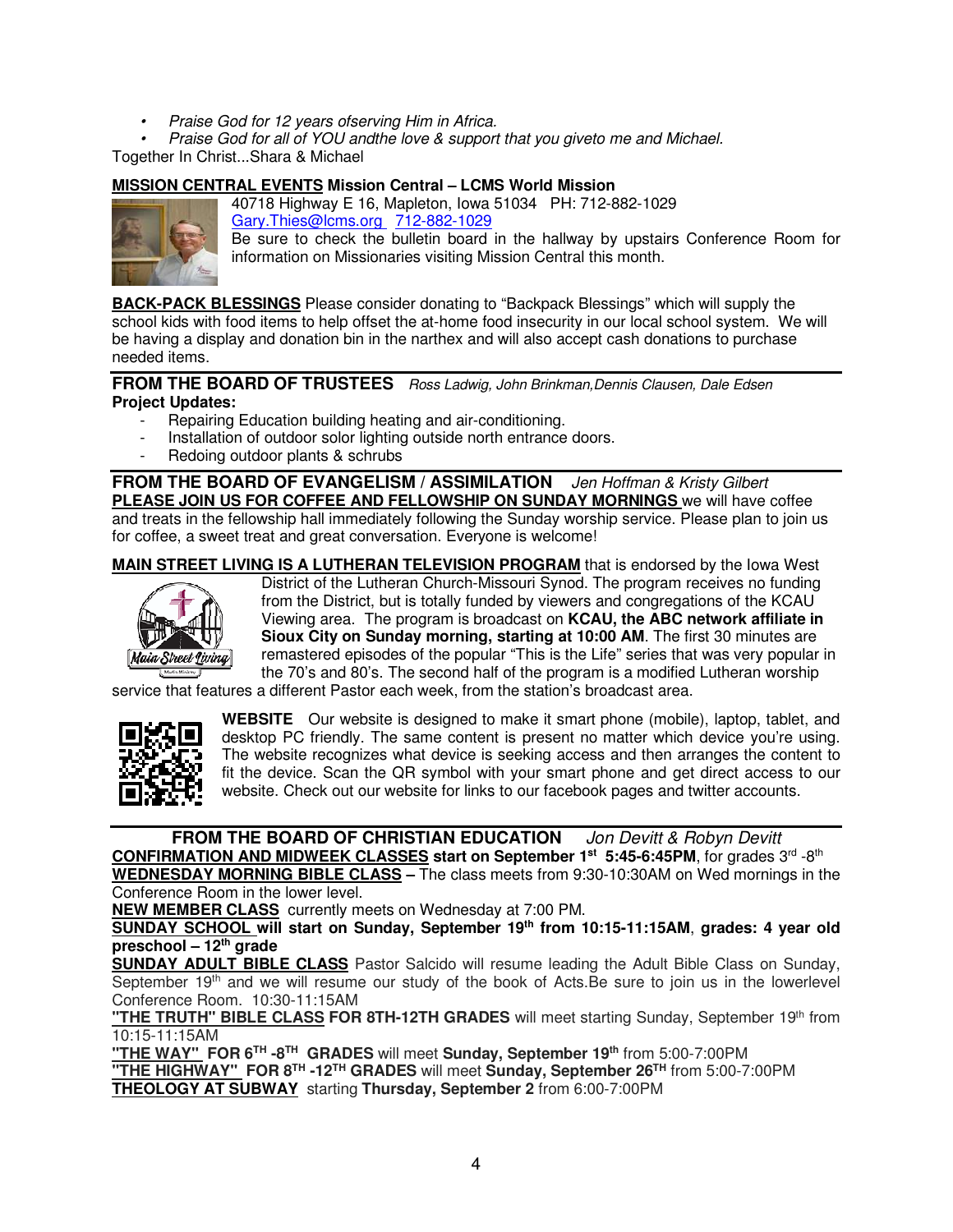- *Praise God for 12 years ofserving Him in Africa.*
- *Praise God for all of YOU andthe love & support that you giveto me and Michael.*

Together In Christ...Shara & Michael

**MISSION CENTRAL EVENTS Mission Central – LCMS World Mission**

40718 Highway E 16, Mapleton, Iowa 51034 PH: 712-882-1029
Gary.Thies@lcms.org 712-882-1029
Be sure to check the bulletin board in the hallway by upstairs Conference Room for information on Missionaries visiting Mission Central this month.

**BACK-PACK BLESSINGS** Please consider donating to "Backpack Blessings" which will supply the school kids with food items to help offset the at-home food insecurity in our local school system. We will be having a display and donation bin in the narthex and will also accept cash donations to purchase needed items.

## FROM THE BOARD OF TRUSTEES *Ross Ladwig, John Brinkman,Dennis Clausen, Dale Edsen*

**Project Updates:**

- Repairing Education building heating and air-conditioning.
- Installation of outdoor solor lighting outside north entrance doors.
- Redoing outdoor plants & schrubs

## FROM THE BOARD OF EVANGELISM / ASSIMILATION *Jen Hoffman & Kristy Gilbert*

**PLEASE JOIN US FOR COFFEE AND FELLOWSHIP ON SUNDAY MORNINGS** we will have coffee and treats in the fellowship hall immediately following the Sunday worship service. Please plan to join us for coffee, a sweet treat and great conversation. Everyone is welcome!

**MAIN STREET LIVING IS A LUTHERAN TELEVISION PROGRAM** that is endorsed by the Iowa West District of the Lutheran Church-Missouri Synod. The program receives no funding from the District, but is totally funded by viewers and congregations of the KCAU Viewing area. The program is broadcast on **KCAU, the ABC network affiliate in Sioux City on Sunday morning, starting at 10:00 AM**. The first 30 minutes are remastered episodes of the popular "This is the Life" series that was very popular in the 70's and 80's. The second half of the program is a modified Lutheran worship service that features a different Pastor each week, from the station's broadcast area.

**WEBSITE** Our website is designed to make it smart phone (mobile), laptop, tablet, and desktop PC friendly. The same content is present no matter which device you're using. The website recognizes what device is seeking access and then arranges the content to fit the device. Scan the QR symbol with your smart phone and get direct access to our website. Check out our website for links to our facebook pages and twitter accounts.

## FROM THE BOARD OF CHRISTIAN EDUCATION *Jon Devitt & Robyn Devitt*

**CONFIRMATION AND MIDWEEK CLASSES start on September 1st 5:45-6:45PM**, for grades 3rd -8th

**WEDNESDAY MORNING BIBLE CLASS –** The class meets from 9:30-10:30AM on Wed mornings in the Conference Room in the lower level.

**NEW MEMBER CLASS** currently meets on Wednesday at 7:00 PM.

**SUNDAY SCHOOL will start on Sunday, September 19th from 10:15-11:15AM**, **grades: 4 year old preschool – 12th grade**

**SUNDAY ADULT BIBLE CLASS** Pastor Salcido will resume leading the Adult Bible Class on Sunday, September 19th and we will resume our study of the book of Acts.Be sure to join us in the lowerlevel Conference Room. 10:30-11:15AM

**"THE TRUTH" BIBLE CLASS FOR 8TH-12TH GRADES** will meet starting Sunday, September 19th from 10:15-11:15AM

**"THE WAY" FOR 6TH -8TH GRADES** will meet **Sunday, September 19th** from 5:00-7:00PM

**"THE HIGHWAY" FOR 8TH -12TH GRADES** will meet **Sunday, September 26TH** from 5:00-7:00PM

**THEOLOGY AT SUBWAY** starting **Thursday, September 2** from 6:00-7:00PM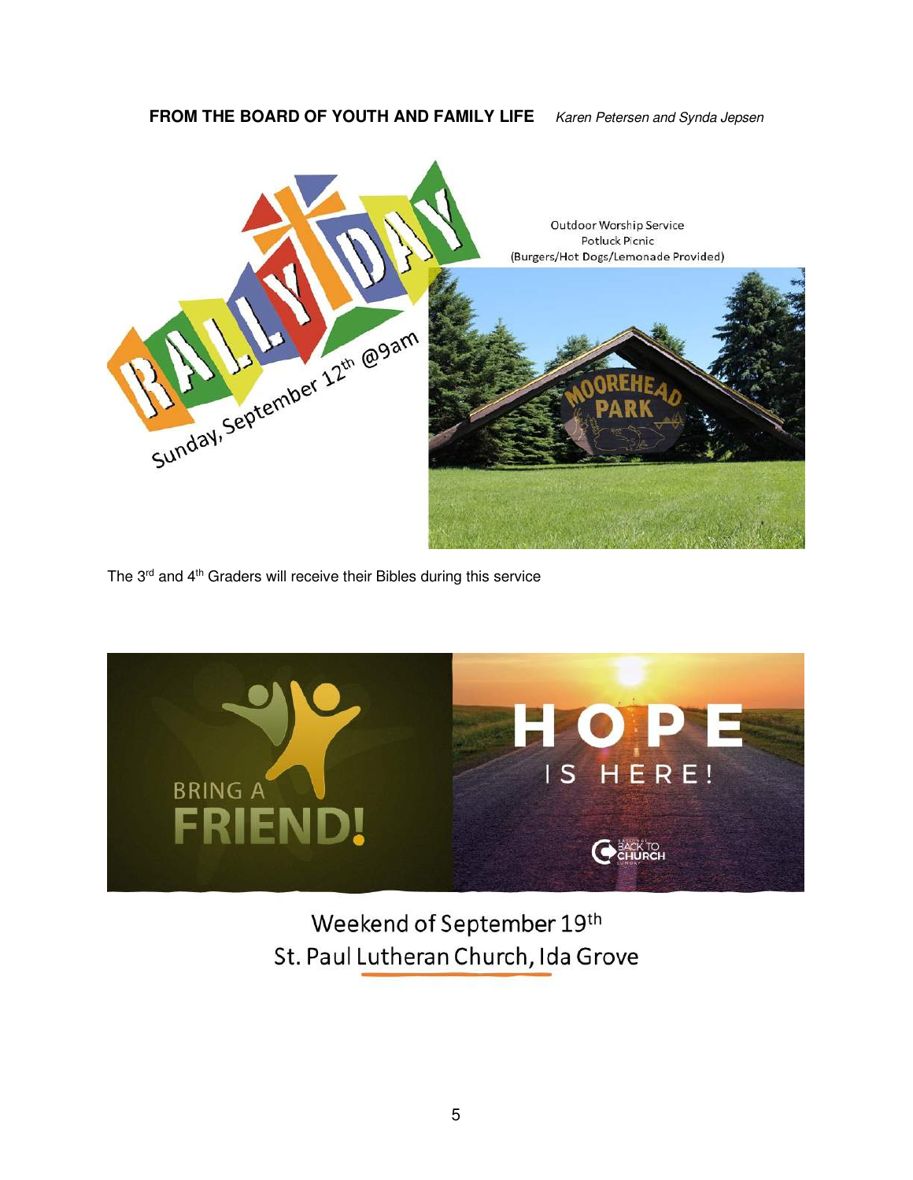**FROM THE BOARD OF YOUTH AND FAMILY LIFE** *Karen Petersen and Synda Jepsen*

RALLY DAY

Sunday, September 12th @9am

Outdoor Worship Service
Potluck Picnic
(Burgers/Hot Dogs/Lemonade Provided)

MOOREHEAD PARK

The 3rd and 4th Graders will receive their Bibles during this service

BRING A FRIEND!

HOPE IS HERE!

BACK TO CHURCH SUNDAY

Weekend of September 19th
St. Paul Lutheran Church, Ida Grove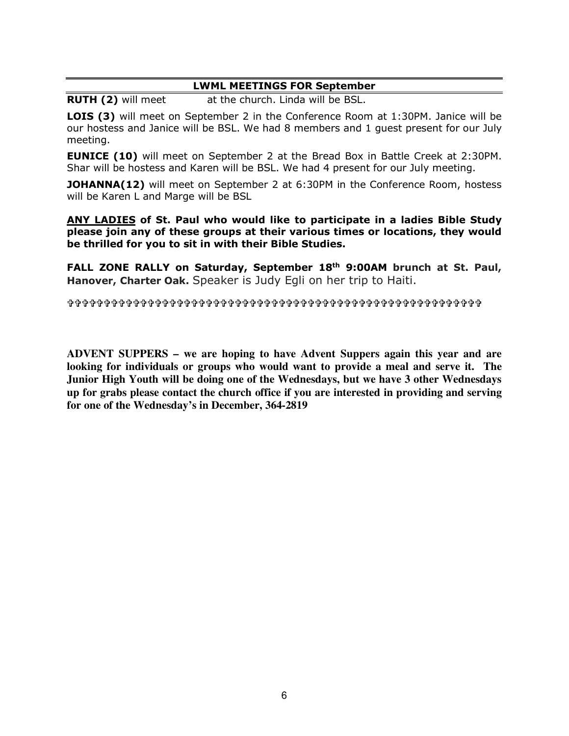## LWML MEETINGS FOR September

**RUTH (2)** will meet at the church. Linda will be BSL.

**LOIS (3)** will meet on September 2 in the Conference Room at 1:30PM. Janice will be our hostess and Janice will be BSL. We had 8 members and 1 guest present for our July meeting.

**EUNICE (10)** will meet on September 2 at the Bread Box in Battle Creek at 2:30PM. Shar will be hostess and Karen will be BSL. We had 4 present for our July meeting.

**JOHANNA(12)** will meet on September 2 at 6:30PM in the Conference Room, hostess will be Karen L and Marge will be BSL

**ANY LADIES of St. Paul who would like to participate in a ladies Bible Study please join any of these groups at their various times or locations, they would be thrilled for you to sit in with their Bible Studies.**

**FALL ZONE RALLY on Saturday, September 18th 9:00AM brunch at St. Paul, Hanover, Charter Oak.** Speaker is Judy Egli on her trip to Haiti.

✞✞✞✞✞✞✞✞✞✞✞✞✞✞✞✞✞✞✞✞✞✞✞✞✞✞✞✞✞✞✞✞✞✞✞✞✞✞✞✞✞✞✞✞✞✞✞✞✞✞✞✞✞✞✞✞✞✞✞✞✞

**ADVENT SUPPERS – we are hoping to have Advent Suppers again this year and are looking for individuals or groups who would want to provide a meal and serve it. The Junior High Youth will be doing one of the Wednesdays, but we have 3 other Wednesdays up for grabs please contact the church office if you are interested in providing and serving for one of the Wednesday's in December, 364-2819**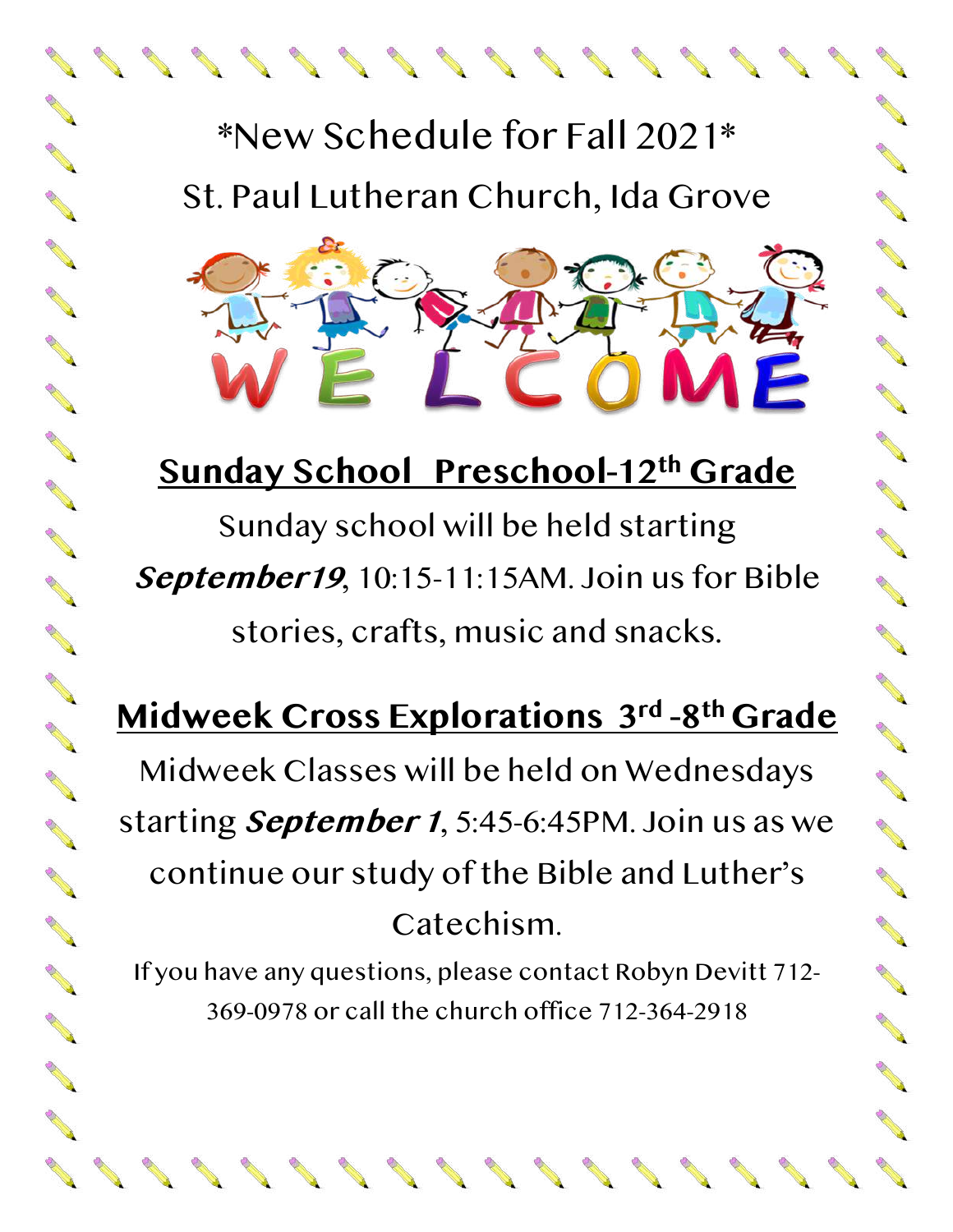\*New Schedule for Fall 2021\*

St. Paul Lutheran Church, Ida Grove

WELCOME

## Sunday School  Preschool-12th Grade

Sunday school will be held starting ***September19***, 10:15-11:15AM. Join us for Bible stories, crafts, music and snacks.

## Midweek Cross Explorations  3rd -8th Grade

Midweek Classes will be held on Wednesdays starting ***September 1***, 5:45-6:45PM. Join us as we continue our study of the Bible and Luther's Catechism.

If you have any questions, please contact Robyn Devitt 712-369-0978 or call the church office 712-364-2918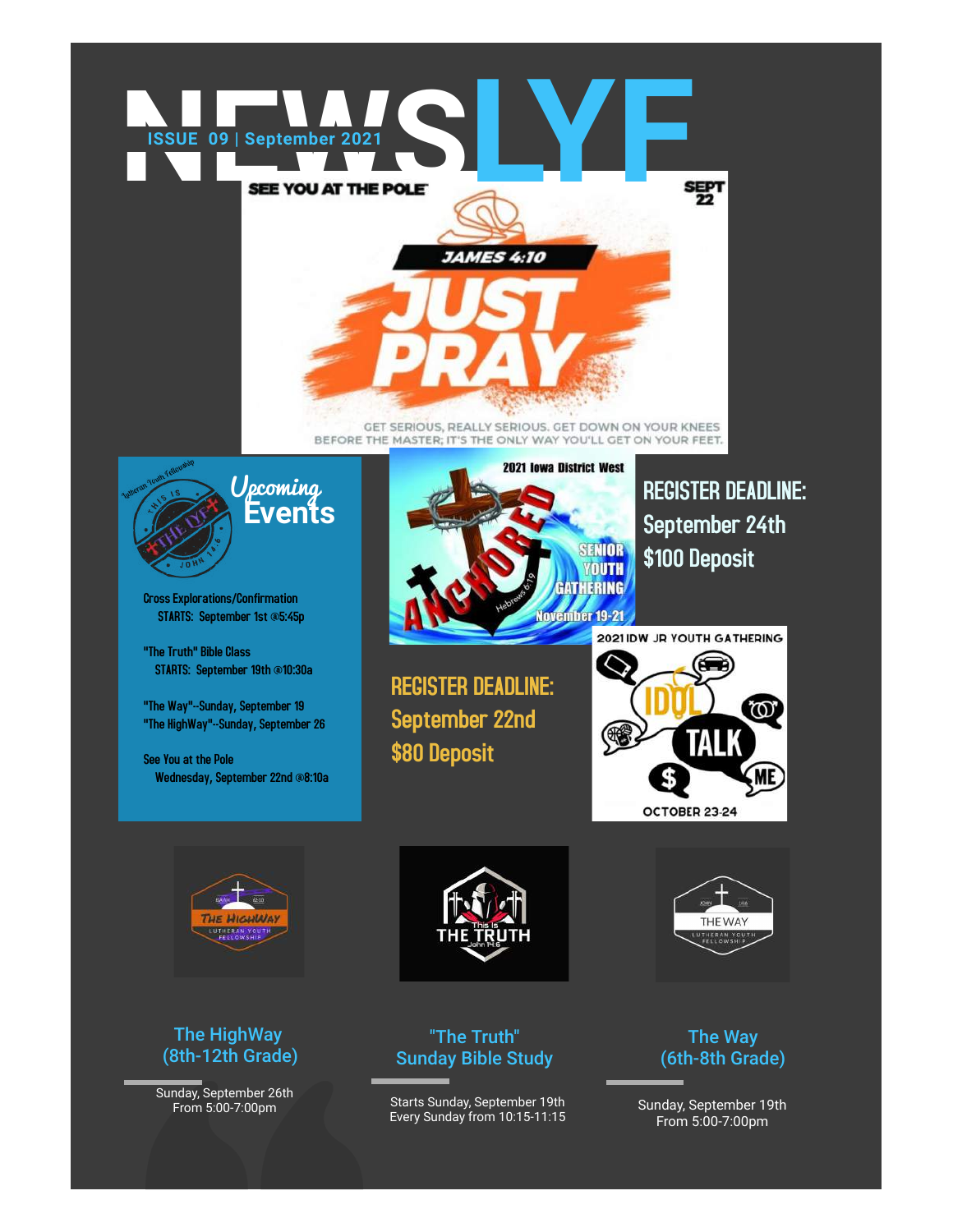# NEWSLYF

ISSUE 09 | September 2021

SEE YOU AT THE POLE — SEPT 22

JAMES 4:10

JUST PRAY

GET SERIOUS, REALLY SERIOUS. GET DOWN ON YOUR KNEES BEFORE THE MASTER; IT'S THE ONLY WAY YOU'LL GET ON YOUR FEET.

## Upcoming Events

Cross Explorations/Confirmation
STARTS: September 1st @5:45p

"The Truth" Bible Class
STARTS: September 19th @10:30a

"The Way"--Sunday, September 19
"The HighWay"--Sunday, September 26

See You at the Pole
Wednesday, September 22nd @8:10a

2021 Iowa District West — ANCHORED — SENIOR YOUTH GATHERING — November 19-21

REGISTER DEADLINE:
September 24th
$100 Deposit

2021 IDW JR YOUTH GATHERING — IDOL TALK — OCTOBER 23-24

REGISTER DEADLINE:
September 22nd
$80 Deposit

### The HighWay (8th-12th Grade)

Sunday, September 26th
From 5:00-7:00pm

### "The Truth" Sunday Bible Study

Starts Sunday, September 19th
Every Sunday from 10:15-11:15

### The Way (6th-8th Grade)

Sunday, September 19th
From 5:00-7:00pm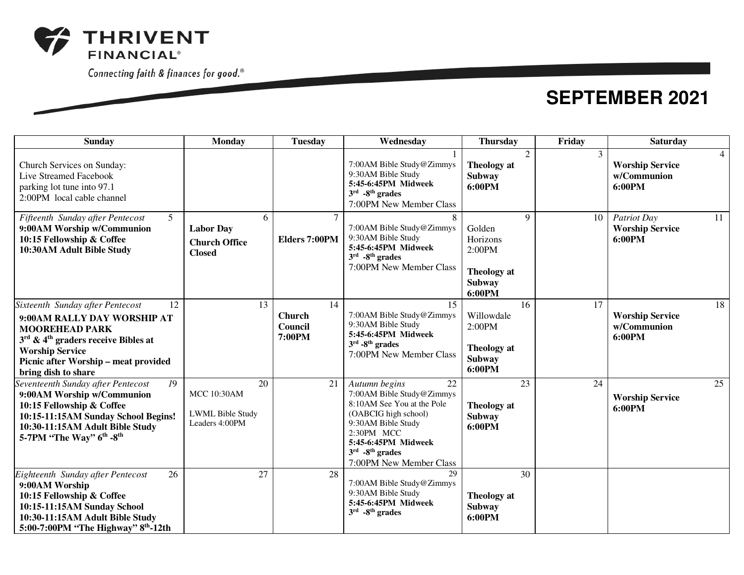THRIVENT FINANCIAL®

Connecting faith & finances for good.®

# SEPTEMBER 2021

| Sunday | Monday | Tuesday | Wednesday | Thursday | Friday | Saturday |
|---|---|---|---|---|---|---|
| Church Services on Sunday: Live Streamed Facebook parking lot tune into 97.1 2:00PM local cable channel | | | 1 7:00AM Bible Study@Zimmys 9:30AM Bible Study **5:45-6:45PM Midweek 3rd -8th grades** 7:00PM New Member Class | 2 **Theology at Subway 6:00PM** | 3 | 4 **Worship Service w/Communion 6:00PM** |
| 5 *Fifteenth Sunday after Pentecost* **9:00AM Worship w/Communion 10:15 Fellowship & Coffee 10:30AM Adult Bible Study** | 6 **Labor Day Church Office Closed** | 7 **Elders 7:00PM** | 8 7:00AM Bible Study@Zimmys 9:30AM Bible Study **5:45-6:45PM Midweek 3rd -8th grades** 7:00PM New Member Class | 9 Golden Horizons 2:00PM **Theology at Subway 6:00PM** | 10 | 11 *Patriot Day* **Worship Service 6:00PM** |
| 12 *Sixteenth Sunday after Pentecost* **9:00AM RALLY DAY WORSHIP AT MOOREHEAD PARK 3rd & 4th graders receive Bibles at Worship Service Picnic after Worship – meat provided bring dish to share** | 13 | 14 **Church Council 7:00PM** | 15 7:00AM Bible Study@Zimmys 9:30AM Bible Study **5:45-6:45PM Midweek 3rd -8th grades** 7:00PM New Member Class | 16 Willowdale 2:00PM **Theology at Subway 6:00PM** | 17 | 18 **Worship Service w/Communion 6:00PM** |
| 19 *Seventeenth Sunday after Pentecost* **9:00AM Worship w/Communion 10:15 Fellowship & Coffee 10:15-11:15AM Sunday School Begins! 10:30-11:15AM Adult Bible Study 5-7PM "The Way" 6th -8th** | 20 MCC 10:30AM LWML Bible Study Leaders 4:00PM | 21 | 22 *Autumn begins* 7:00AM Bible Study@Zimmys 8:10AM See You at the Pole (OABCIG high school) 9:30AM Bible Study 2:30PM MCC **5:45-6:45PM Midweek 3rd -8th grades** 7:00PM New Member Class | 23 **Theology at Subway 6:00PM** | 24 | 25 **Worship Service 6:00PM** |
| 26 *Eighteenth Sunday after Pentecost* **9:00AM Worship 10:15 Fellowship & Coffee 10:15-11:15AM Sunday School 10:30-11:15AM Adult Bible Study 5:00-7:00PM "The Highway" 8th-12th** | 27 | 28 | 29 7:00AM Bible Study@Zimmys 9:30AM Bible Study **5:45-6:45PM Midweek 3rd -8th grades** | 30 **Theology at Subway 6:00PM** | | |